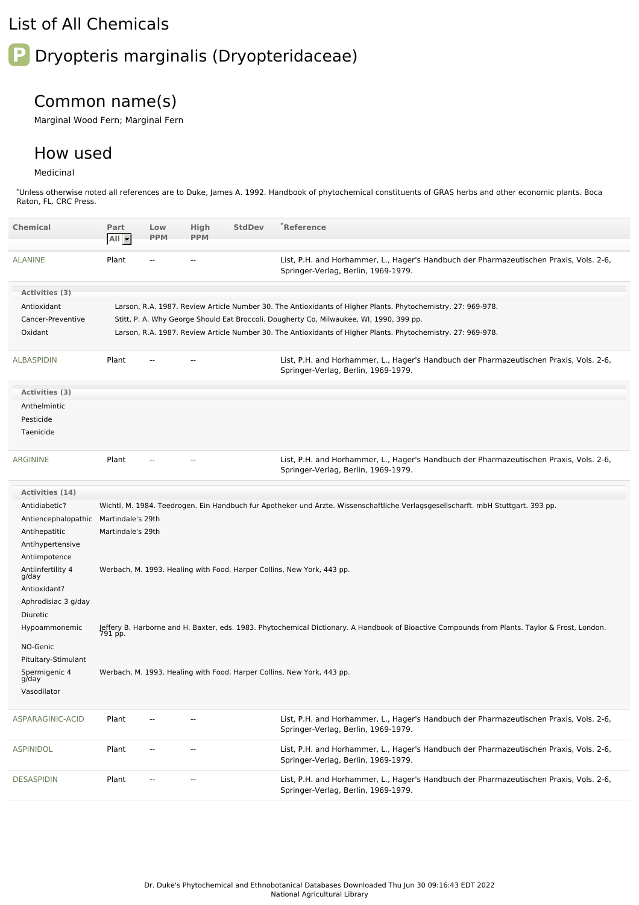# List of All Chemicals

## P Dryopteris marginalis (Dryopteridaceae)

### Common name(s)

Marginal Wood Fern; Marginal Fern

### How used

Medicinal

*Unless otherwise noted all references are to Duke, James A. 1992. Handbook of phytochemical constituents of GRAS herbs and other economic plants. Boca Raton, FL. CRC Press.

| Chemical | Part | Low PPM | High PPM | StdDev | *Reference |
|---|---|---|---|---|---|
| ALANINE | Plant | -- | -- | | List, P.H. and Horhammer, L., Hager's Handbuch der Pharmazeutischen Praxis, Vols. 2-6, Springer-Verlag, Berlin, 1969-1979. |

**Activities (3)**

| Activity | Reference |
|---|---|
| Antioxidant | Larson, R.A. 1987. Review Article Number 30. The Antioxidants of Higher Plants. Phytochemistry. 27: 969-978. |
| Cancer-Preventive | Stitt, P. A. Why George Should Eat Broccoli. Dougherty Co, Milwaukee, WI, 1990, 399 pp. |
| Oxidant | Larson, R.A. 1987. Review Article Number 30. The Antioxidants of Higher Plants. Phytochemistry. 27: 969-978. |

| Chemical | Part | Low PPM | High PPM | StdDev | *Reference |
|---|---|---|---|---|---|
| ALBASPIDIN | Plant | -- | -- | | List, P.H. and Horhammer, L., Hager's Handbuch der Pharmazeutischen Praxis, Vols. 2-6, Springer-Verlag, Berlin, 1969-1979. |

**Activities (3)**

| Activity | Reference |
|---|---|
| Anthelmintic | |
| Pesticide | |
| Taenicide | |

| Chemical | Part | Low PPM | High PPM | StdDev | *Reference |
|---|---|---|---|---|---|
| ARGININE | Plant | -- | -- | | List, P.H. and Horhammer, L., Hager's Handbuch der Pharmazeutischen Praxis, Vols. 2-6, Springer-Verlag, Berlin, 1969-1979. |

**Activities (14)**

| Activity | Reference |
|---|---|
| Antidiabetic? | Wichtl, M. 1984. Teedrogen. Ein Handbuch fur Apotheker und Arzte. Wissenschaftliche Verlagsgesellscharft. mbH Stuttgart. 393 pp. |
| Antiencephalopathic | Martindale's 29th |
| Antihepatitic | Martindale's 29th |
| Antihypertensive | |
| Antiimpotence | |
| Antiinfertility 4 g/day | Werbach, M. 1993. Healing with Food. Harper Collins, New York, 443 pp. |
| Antioxidant? | |
| Aphrodisiac 3 g/day | |
| Diuretic | |
| Hypoammonemic | Jeffery B. Harborne and H. Baxter, eds. 1983. Phytochemical Dictionary. A Handbook of Bioactive Compounds from Plants. Taylor & Frost, London. 791 pp. |
| NO-Genic | |
| Pituitary-Stimulant | |
| Spermigenic 4 g/day | Werbach, M. 1993. Healing with Food. Harper Collins, New York, 443 pp. |
| Vasodilator | |

| Chemical | Part | Low PPM | High PPM | StdDev | *Reference |
|---|---|---|---|---|---|
| ASPARAGINIC-ACID | Plant | -- | -- | | List, P.H. and Horhammer, L., Hager's Handbuch der Pharmazeutischen Praxis, Vols. 2-6, Springer-Verlag, Berlin, 1969-1979. |
| ASPINIDOL | Plant | -- | -- | | List, P.H. and Horhammer, L., Hager's Handbuch der Pharmazeutischen Praxis, Vols. 2-6, Springer-Verlag, Berlin, 1969-1979. |
| DESASPIDIN | Plant | -- | -- | | List, P.H. and Horhammer, L., Hager's Handbuch der Pharmazeutischen Praxis, Vols. 2-6, Springer-Verlag, Berlin, 1969-1979. |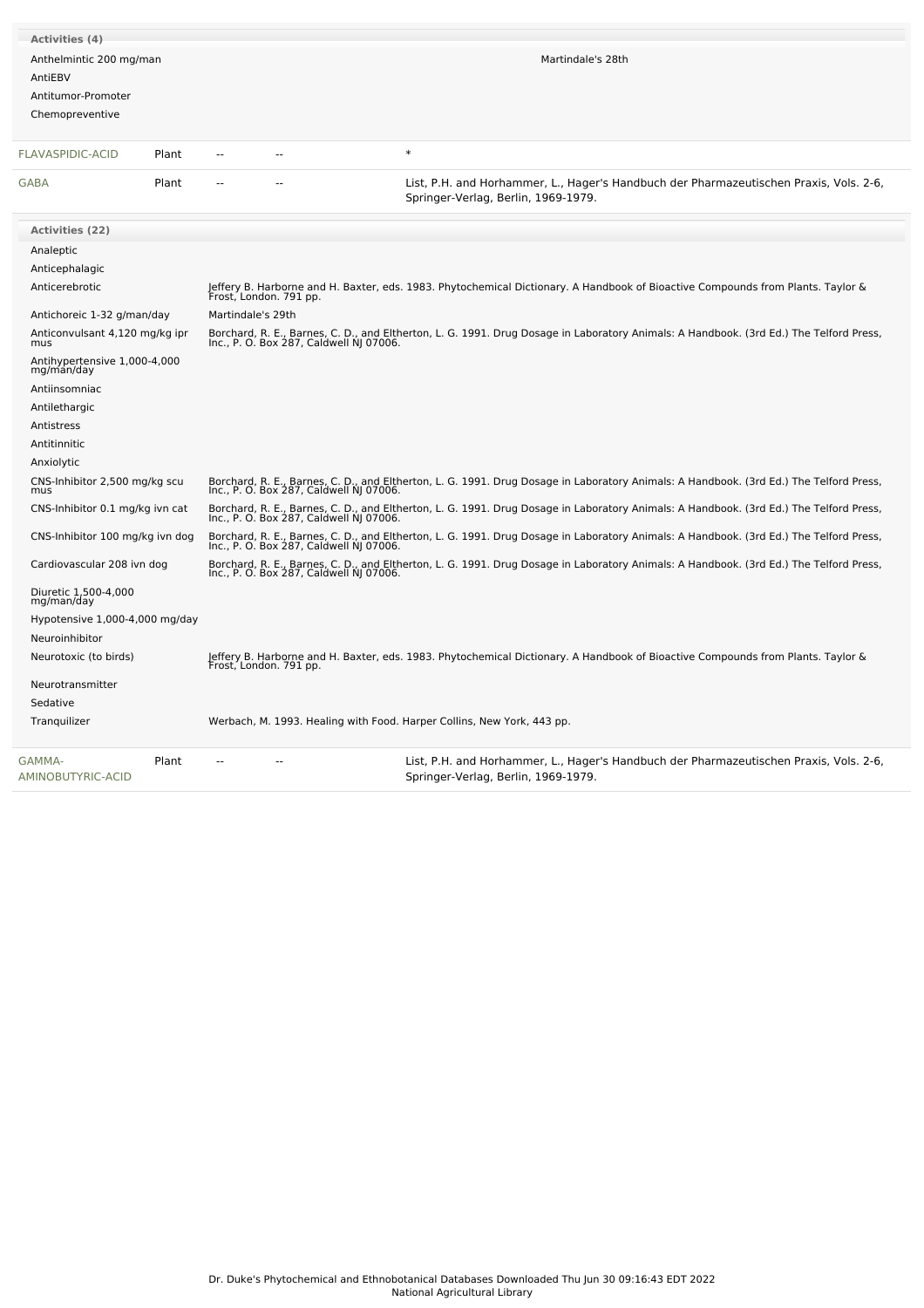| Activities (4) | |
|---|---|
| Anthelmintic 200 mg/man | Martindale's 28th |
| AntiEBV | |
| Antitumor-Promoter | |
| Chemopreventive | |

| | | | | |
|---|---|---|---|---|
| FLAVASPIDIC-ACID | Plant | -- | -- | * |
| GABA | Plant | -- | -- | List, P.H. and Horhammer, L., Hager's Handbuch der Pharmazeutischen Praxis, Vols. 2-6, Springer-Verlag, Berlin, 1969-1979. |

| Activities (22) | |
|---|---|
| Analeptic | |
| Anticephalagic | |
| Anticerebrotic | Jeffery B. Harborne and H. Baxter, eds. 1983. Phytochemical Dictionary. A Handbook of Bioactive Compounds from Plants. Taylor & Frost, London. 791 pp. |
| Antichoreic 1-32 g/man/day | Martindale's 29th |
| Anticonvulsant 4,120 mg/kg ipr mus | Borchard, R. E., Barnes, C. D., and Eltherton, L. G. 1991. Drug Dosage in Laboratory Animals: A Handbook. (3rd Ed.) The Telford Press, Inc., P. O. Box 287, Caldwell NJ 07006. |
| Antihypertensive 1,000-4,000 mg/man/day | |
| Antiinsomniac | |
| Antilethargic | |
| Antistress | |
| Antitinnitic | |
| Anxiolytic | |
| CNS-Inhibitor 2,500 mg/kg scu mus | Borchard, R. E., Barnes, C. D., and Eltherton, L. G. 1991. Drug Dosage in Laboratory Animals: A Handbook. (3rd Ed.) The Telford Press, Inc., P. O. Box 287, Caldwell NJ 07006. |
| CNS-Inhibitor 0.1 mg/kg ivn cat | Borchard, R. E., Barnes, C. D., and Eltherton, L. G. 1991. Drug Dosage in Laboratory Animals: A Handbook. (3rd Ed.) The Telford Press, Inc., P. O. Box 287, Caldwell NJ 07006. |
| CNS-Inhibitor 100 mg/kg ivn dog | Borchard, R. E., Barnes, C. D., and Eltherton, L. G. 1991. Drug Dosage in Laboratory Animals: A Handbook. (3rd Ed.) The Telford Press, Inc., P. O. Box 287, Caldwell NJ 07006. |
| Cardiovascular 208 ivn dog | Borchard, R. E., Barnes, C. D., and Eltherton, L. G. 1991. Drug Dosage in Laboratory Animals: A Handbook. (3rd Ed.) The Telford Press, Inc., P. O. Box 287, Caldwell NJ 07006. |
| Diuretic 1,500-4,000 mg/man/day | |
| Hypotensive 1,000-4,000 mg/day | |
| Neuroinhibitor | |
| Neurotoxic (to birds) | Jeffery B. Harborne and H. Baxter, eds. 1983. Phytochemical Dictionary. A Handbook of Bioactive Compounds from Plants. Taylor & Frost, London. 791 pp. |
| Neurotransmitter | |
| Sedative | |
| Tranquilizer | Werbach, M. 1993. Healing with Food. Harper Collins, New York, 443 pp. |

| | | | | |
|---|---|---|---|---|
| GAMMA-AMINOBUTYRIC-ACID | Plant | -- | -- | List, P.H. and Horhammer, L., Hager's Handbuch der Pharmazeutischen Praxis, Vols. 2-6, Springer-Verlag, Berlin, 1969-1979. |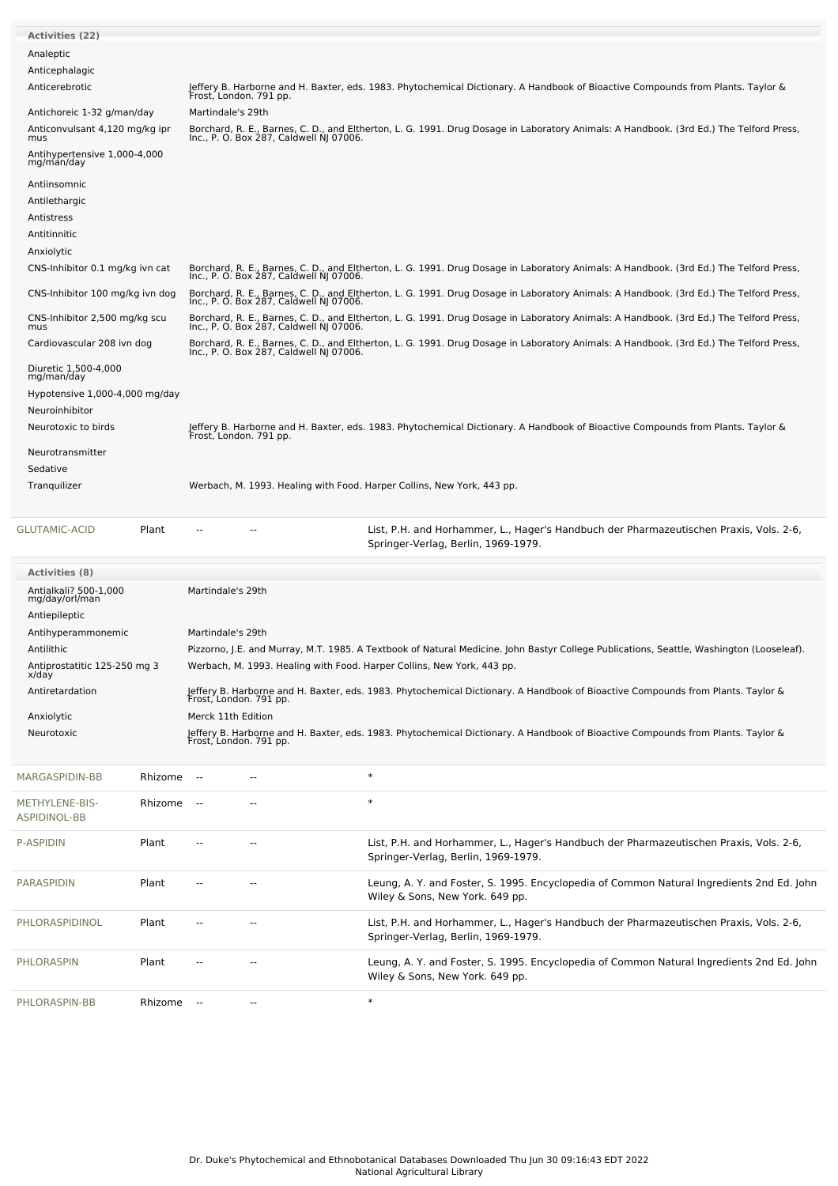| Activities (22) | |
|---|---|
| Analeptic | |
| Anticephalagic | |
| Anticerebrotic | Jeffery B. Harborne and H. Baxter, eds. 1983. Phytochemical Dictionary. A Handbook of Bioactive Compounds from Plants. Taylor & Frost, London. 791 pp. |
| Antichoreic 1-32 g/man/day | Martindale's 29th |
| Anticonvulsant 4,120 mg/kg ipr mus | Borchard, R. E., Barnes, C. D., and Eltherton, L. G. 1991. Drug Dosage in Laboratory Animals: A Handbook. (3rd Ed.) The Telford Press, Inc., P. O. Box 287, Caldwell NJ 07006. |
| Antihypertensive 1,000-4,000 mg/man/day | |
| Antiinsomnic | |
| Antilethargic | |
| Antistress | |
| Antitinnitic | |
| Anxiolytic | |
| CNS-Inhibitor 0.1 mg/kg ivn cat | Borchard, R. E., Barnes, C. D., and Eltherton, L. G. 1991. Drug Dosage in Laboratory Animals: A Handbook. (3rd Ed.) The Telford Press, Inc., P. O. Box 287, Caldwell NJ 07006. |
| CNS-Inhibitor 100 mg/kg ivn dog | Borchard, R. E., Barnes, C. D., and Eltherton, L. G. 1991. Drug Dosage in Laboratory Animals: A Handbook. (3rd Ed.) The Telford Press, Inc., P. O. Box 287, Caldwell NJ 07006. |
| CNS-Inhibitor 2,500 mg/kg scu mus | Borchard, R. E., Barnes, C. D., and Eltherton, L. G. 1991. Drug Dosage in Laboratory Animals: A Handbook. (3rd Ed.) The Telford Press, Inc., P. O. Box 287, Caldwell NJ 07006. |
| Cardiovascular 208 ivn dog | Borchard, R. E., Barnes, C. D., and Eltherton, L. G. 1991. Drug Dosage in Laboratory Animals: A Handbook. (3rd Ed.) The Telford Press, Inc., P. O. Box 287, Caldwell NJ 07006. |
| Diuretic 1,500-4,000 mg/man/day | |
| Hypotensive 1,000-4,000 mg/day | |
| Neuroinhibitor | |
| Neurotoxic to birds | Jeffery B. Harborne and H. Baxter, eds. 1983. Phytochemical Dictionary. A Handbook of Bioactive Compounds from Plants. Taylor & Frost, London. 791 pp. |
| Neurotransmitter | |
| Sedative | |
| Tranquilizer | Werbach, M. 1993. Healing with Food. Harper Collins, New York, 443 pp. |

| | | | | |
|---|---|---|---|---|
| GLUTAMIC-ACID | Plant | -- | -- | List, P.H. and Horhammer, L., Hager's Handbuch der Pharmazeutischen Praxis, Vols. 2-6, Springer-Verlag, Berlin, 1969-1979. |

| Activities (8) | |
|---|---|
| Antialkali? 500-1,000 mg/day/orl/man | Martindale's 29th |
| Antiepileptic | |
| Antihyperammonemic | Martindale's 29th |
| Antilithic | Pizzorno, J.E. and Murray, M.T. 1985. A Textbook of Natural Medicine. John Bastyr College Publications, Seattle, Washington (Looseleaf). |
| Antiprostatitic 125-250 mg 3 x/day | Werbach, M. 1993. Healing with Food. Harper Collins, New York, 443 pp. |
| Antiretardation | Jeffery B. Harborne and H. Baxter, eds. 1983. Phytochemical Dictionary. A Handbook of Bioactive Compounds from Plants. Taylor & Frost, London. 791 pp. |
| Anxiolytic | Merck 11th Edition |
| Neurotoxic | Jeffery B. Harborne and H. Baxter, eds. 1983. Phytochemical Dictionary. A Handbook of Bioactive Compounds from Plants. Taylor & Frost, London. 791 pp. |

| | | | | |
|---|---|---|---|---|
| MARGASPIDIN-BB | Rhizome | -- | -- | * |
| METHYLENE-BIS-ASPIDINOL-BB | Rhizome | -- | -- | * |
| P-ASPIDIN | Plant | -- | -- | List, P.H. and Horhammer, L., Hager's Handbuch der Pharmazeutischen Praxis, Vols. 2-6, Springer-Verlag, Berlin, 1969-1979. |
| PARASPIDIN | Plant | -- | -- | Leung, A. Y. and Foster, S. 1995. Encyclopedia of Common Natural Ingredients 2nd Ed. John Wiley & Sons, New York. 649 pp. |
| PHLORASPIDINOL | Plant | -- | -- | List, P.H. and Horhammer, L., Hager's Handbuch der Pharmazeutischen Praxis, Vols. 2-6, Springer-Verlag, Berlin, 1969-1979. |
| PHLORASPIN | Plant | -- | -- | Leung, A. Y. and Foster, S. 1995. Encyclopedia of Common Natural Ingredients 2nd Ed. John Wiley & Sons, New York. 649 pp. |
| PHLORASPIN-BB | Rhizome | -- | -- | * |